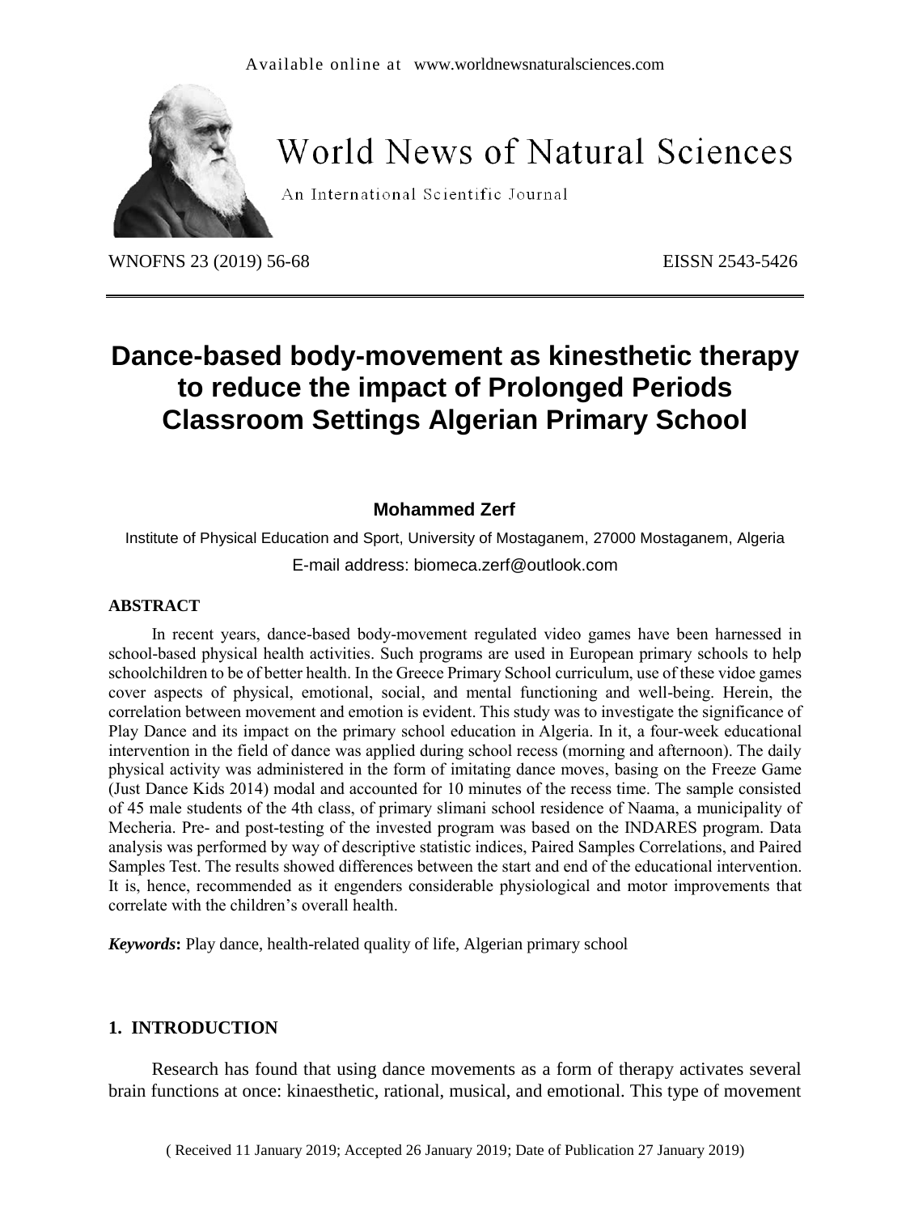Available online at www.worldnewsnaturalsciences.com

# World News of Natural Sciences

An International Scientific Journal

WNOFNS 23 (2019) 56-68 EISSN 2543-5426

# Dance-based body-movement as kinesthetic therapy to reduce the impact of Prolonged Periods Classroom Settings Algerian Primary School

**Mohammed Zerf**

Institute of Physical Education and Sport, University of Mostaganem, 27000 Mostaganem, Algeria

E-mail address: biomeca.zerf@outlook.com

## ABSTRACT

In recent years, dance-based body-movement regulated video games have been harnessed in school-based physical health activities. Such programs are used in European primary schools to help schoolchildren to be of better health. In the Greece Primary School curriculum, use of these vidoe games cover aspects of physical, emotional, social, and mental functioning and well-being. Herein, the correlation between movement and emotion is evident. This study was to investigate the significance of Play Dance and its impact on the primary school education in Algeria. In it, a four-week educational intervention in the field of dance was applied during school recess (morning and afternoon). The daily physical activity was administered in the form of imitating dance moves, basing on the Freeze Game (Just Dance Kids 2014) modal and accounted for 10 minutes of the recess time. The sample consisted of 45 male students of the 4th class, of primary slimani school residence of Naama, a municipality of Mecheria. Pre- and post-testing of the invested program was based on the INDARES program. Data analysis was performed by way of descriptive statistic indices, Paired Samples Correlations, and Paired Samples Test. The results showed differences between the start and end of the educational intervention. It is, hence, recommended as it engenders considerable physiological and motor improvements that correlate with the children's overall health.

***Keywords*:** Play dance, health-related quality of life, Algerian primary school

## 1. INTRODUCTION

Research has found that using dance movements as a form of therapy activates several brain functions at once: kinaesthetic, rational, musical, and emotional. This type of movement

( Received 11 January 2019; Accepted 26 January 2019; Date of Publication 27 January 2019)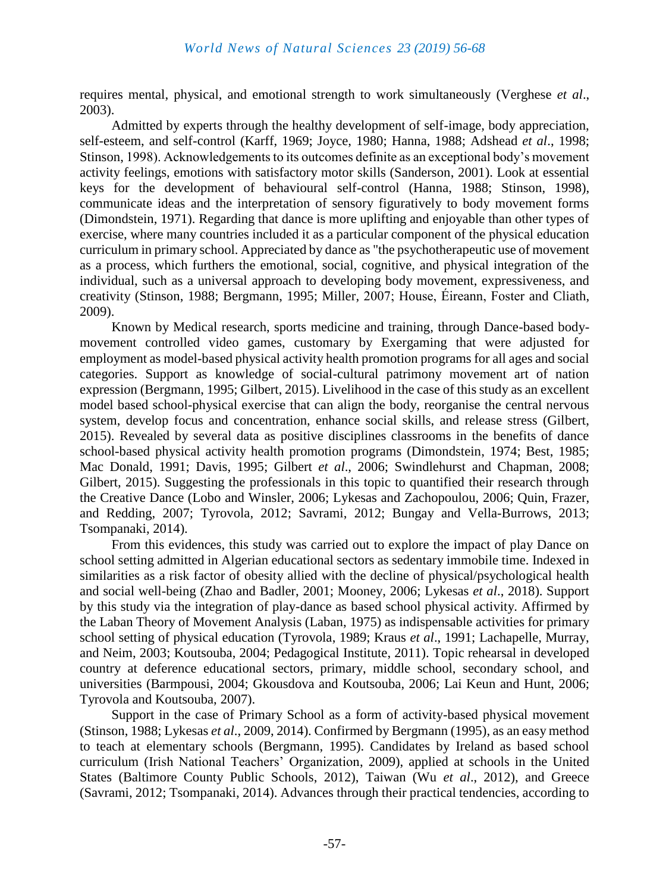requires mental, physical, and emotional strength to work simultaneously (Verghese *et al*., 2003).

Admitted by experts through the healthy development of self-image, body appreciation, self-esteem, and self-control (Karff, 1969; Joyce, 1980; Hanna, 1988; Adshead *et al*., 1998; Stinson, 1998). Acknowledgements to its outcomes definite as an exceptional body's movement activity feelings, emotions with satisfactory motor skills (Sanderson, 2001). Look at essential keys for the development of behavioural self-control (Hanna, 1988; Stinson, 1998), communicate ideas and the interpretation of sensory figuratively to body movement forms (Dimondstein, 1971). Regarding that dance is more uplifting and enjoyable than other types of exercise, where many countries included it as a particular component of the physical education curriculum in primary school. Appreciated by dance as "the psychotherapeutic use of movement as a process, which furthers the emotional, social, cognitive, and physical integration of the individual, such as a universal approach to developing body movement, expressiveness, and creativity (Stinson, 1988; Bergmann, 1995; Miller, 2007; House, Éireann, Foster and Cliath, 2009).

Known by Medical research, sports medicine and training, through Dance-based body-movement controlled video games, customary by Exergaming that were adjusted for employment as model-based physical activity health promotion programs for all ages and social categories. Support as knowledge of social-cultural patrimony movement art of nation expression (Bergmann, 1995; Gilbert, 2015). Livelihood in the case of this study as an excellent model based school-physical exercise that can align the body, reorganise the central nervous system, develop focus and concentration, enhance social skills, and release stress (Gilbert, 2015). Revealed by several data as positive disciplines classrooms in the benefits of dance school-based physical activity health promotion programs (Dimondstein, 1974; Best, 1985; Mac Donald, 1991; Davis, 1995; Gilbert *et al*., 2006; Swindlehurst and Chapman, 2008; Gilbert, 2015). Suggesting the professionals in this topic to quantified their research through the Creative Dance (Lobo and Winsler, 2006; Lykesas and Zachopoulou, 2006; Quin, Frazer, and Redding, 2007; Tyrovola, 2012; Savrami, 2012; Bungay and Vella-Burrows, 2013; Tsompanaki, 2014).

From this evidences, this study was carried out to explore the impact of play Dance on school setting admitted in Algerian educational sectors as sedentary immobile time. Indexed in similarities as a risk factor of obesity allied with the decline of physical/psychological health and social well-being (Zhao and Badler, 2001; Mooney, 2006; Lykesas *et al*., 2018). Support by this study via the integration of play-dance as based school physical activity. Affirmed by the Laban Theory of Movement Analysis (Laban, 1975) as indispensable activities for primary school setting of physical education (Tyrovola, 1989; Kraus *et al*., 1991; Lachapelle, Murray, and Neim, 2003; Koutsouba, 2004; Pedagogical Institute, 2011). Topic rehearsal in developed country at deference educational sectors, primary, middle school, secondary school, and universities (Barmpousi, 2004; Gkousdova and Koutsouba, 2006; Lai Keun and Hunt, 2006; Tyrovola and Koutsouba, 2007).

Support in the case of Primary School as a form of activity-based physical movement (Stinson, 1988; Lykesas *et al*., 2009, 2014). Confirmed by Bergmann (1995), as an easy method to teach at elementary schools (Bergmann, 1995). Candidates by Ireland as based school curriculum (Irish National Teachers' Organization, 2009), applied at schools in the United States (Baltimore County Public Schools, 2012), Taiwan (Wu *et al*., 2012), and Greece (Savrami, 2012; Tsompanaki, 2014). Advances through their practical tendencies, according to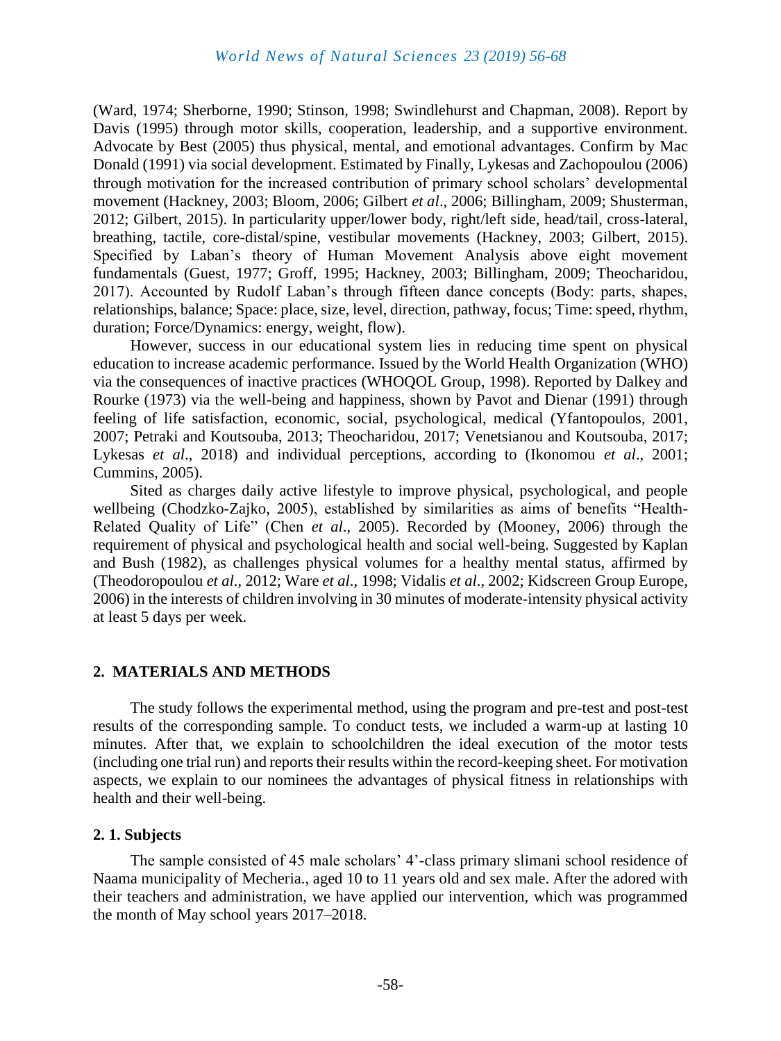(Ward, 1974; Sherborne, 1990; Stinson, 1998; Swindlehurst and Chapman, 2008). Report by Davis (1995) through motor skills, cooperation, leadership, and a supportive environment. Advocate by Best (2005) thus physical, mental, and emotional advantages. Confirm by Mac Donald (1991) via social development. Estimated by Finally, Lykesas and Zachopoulou (2006) through motivation for the increased contribution of primary school scholars' developmental movement (Hackney, 2003; Bloom, 2006; Gilbert *et al*., 2006; Billingham, 2009; Shusterman, 2012; Gilbert, 2015). In particularity upper/lower body, right/left side, head/tail, cross-lateral, breathing, tactile, core-distal/spine, vestibular movements (Hackney, 2003; Gilbert, 2015). Specified by Laban's theory of Human Movement Analysis above eight movement fundamentals (Guest, 1977; Groff, 1995; Hackney, 2003; Billingham, 2009; Theocharidou, 2017). Accounted by Rudolf Laban's through fifteen dance concepts (Body: parts, shapes, relationships, balance; Space: place, size, level, direction, pathway, focus; Time: speed, rhythm, duration; Force/Dynamics: energy, weight, flow).

However, success in our educational system lies in reducing time spent on physical education to increase academic performance. Issued by the World Health Organization (WHO) via the consequences of inactive practices (WHOQOL Group, 1998). Reported by Dalkey and Rourke (1973) via the well-being and happiness, shown by Pavot and Dienar (1991) through feeling of life satisfaction, economic, social, psychological, medical (Yfantopoulos, 2001, 2007; Petraki and Koutsouba, 2013; Theocharidou, 2017; Venetsianou and Koutsouba, 2017; Lykesas *et al*., 2018) and individual perceptions, according to (Ikonomou *et al*., 2001; Cummins, 2005).

Sited as charges daily active lifestyle to improve physical, psychological, and people wellbeing (Chodzko-Zajko, 2005), established by similarities as aims of benefits "Health-Related Quality of Life" (Chen *et al*., 2005). Recorded by (Mooney, 2006) through the requirement of physical and psychological health and social well-being. Suggested by Kaplan and Bush (1982), as challenges physical volumes for a healthy mental status, affirmed by (Theodoropoulou *et al*., 2012; Ware *et al*., 1998; Vidalis *et al*., 2002; Kidscreen Group Europe, 2006) in the interests of children involving in 30 minutes of moderate-intensity physical activity at least 5 days per week.

## 2. MATERIALS AND METHODS

The study follows the experimental method, using the program and pre-test and post-test results of the corresponding sample. To conduct tests, we included a warm-up at lasting 10 minutes. After that, we explain to schoolchildren the ideal execution of the motor tests (including one trial run) and reports their results within the record-keeping sheet. For motivation aspects, we explain to our nominees the advantages of physical fitness in relationships with health and their well-being.

### 2. 1. Subjects

The sample consisted of 45 male scholars' 4'-class primary slimani school residence of Naama municipality of Mecheria., aged 10 to 11 years old and sex male. After the adored with their teachers and administration, we have applied our intervention, which was programmed the month of May school years 2017–2018.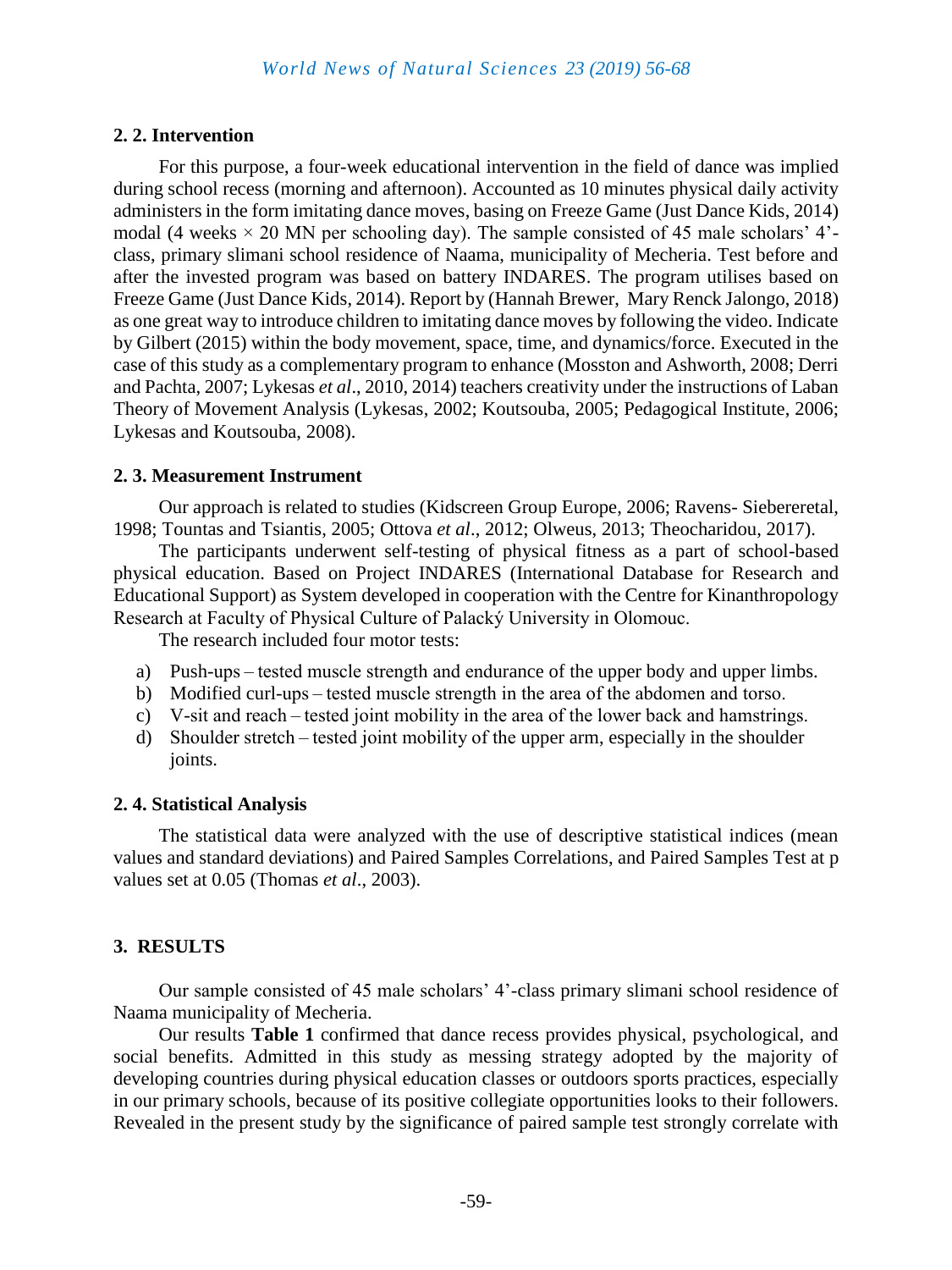### 2. 2. Intervention

For this purpose, a four-week educational intervention in the field of dance was implied during school recess (morning and afternoon). Accounted as 10 minutes physical daily activity administers in the form imitating dance moves, basing on Freeze Game (Just Dance Kids, 2014) modal (4 weeks × 20 MN per schooling day). The sample consisted of 45 male scholars' 4'-class, primary slimani school residence of Naama, municipality of Mecheria. Test before and after the invested program was based on battery INDARES. The program utilises based on Freeze Game (Just Dance Kids, 2014). Report by (Hannah Brewer, Mary Renck Jalongo, 2018) as one great way to introduce children to imitating dance moves by following the video. Indicate by Gilbert (2015) within the body movement, space, time, and dynamics/force. Executed in the case of this study as a complementary program to enhance (Mosston and Ashworth, 2008; Derri and Pachta, 2007; Lykesas *et al*., 2010, 2014) teachers creativity under the instructions of Laban Theory of Movement Analysis (Lykesas, 2002; Koutsouba, 2005; Pedagogical Institute, 2006; Lykesas and Koutsouba, 2008).

### 2. 3. Measurement Instrument

Our approach is related to studies (Kidscreen Group Europe, 2006; Ravens- Siebereretal, 1998; Tountas and Tsiantis, 2005; Ottova *et al*., 2012; Olweus, 2013; Theocharidou, 2017).

The participants underwent self-testing of physical fitness as a part of school-based physical education. Based on Project INDARES (International Database for Research and Educational Support) as System developed in cooperation with the Centre for Kinanthropology Research at Faculty of Physical Culture of Palacký University in Olomouc.

The research included four motor tests:

a) Push-ups – tested muscle strength and endurance of the upper body and upper limbs.
b) Modified curl-ups – tested muscle strength in the area of the abdomen and torso.
c) V-sit and reach – tested joint mobility in the area of the lower back and hamstrings.
d) Shoulder stretch – tested joint mobility of the upper arm, especially in the shoulder joints.

### 2. 4. Statistical Analysis

The statistical data were analyzed with the use of descriptive statistical indices (mean values and standard deviations) and Paired Samples Correlations, and Paired Samples Test at p values set at 0.05 (Thomas *et al*., 2003).

## 3. RESULTS

Our sample consisted of 45 male scholars' 4'-class primary slimani school residence of Naama municipality of Mecheria.

Our results **Table 1** confirmed that dance recess provides physical, psychological, and social benefits. Admitted in this study as messing strategy adopted by the majority of developing countries during physical education classes or outdoors sports practices, especially in our primary schools, because of its positive collegiate opportunities looks to their followers. Revealed in the present study by the significance of paired sample test strongly correlate with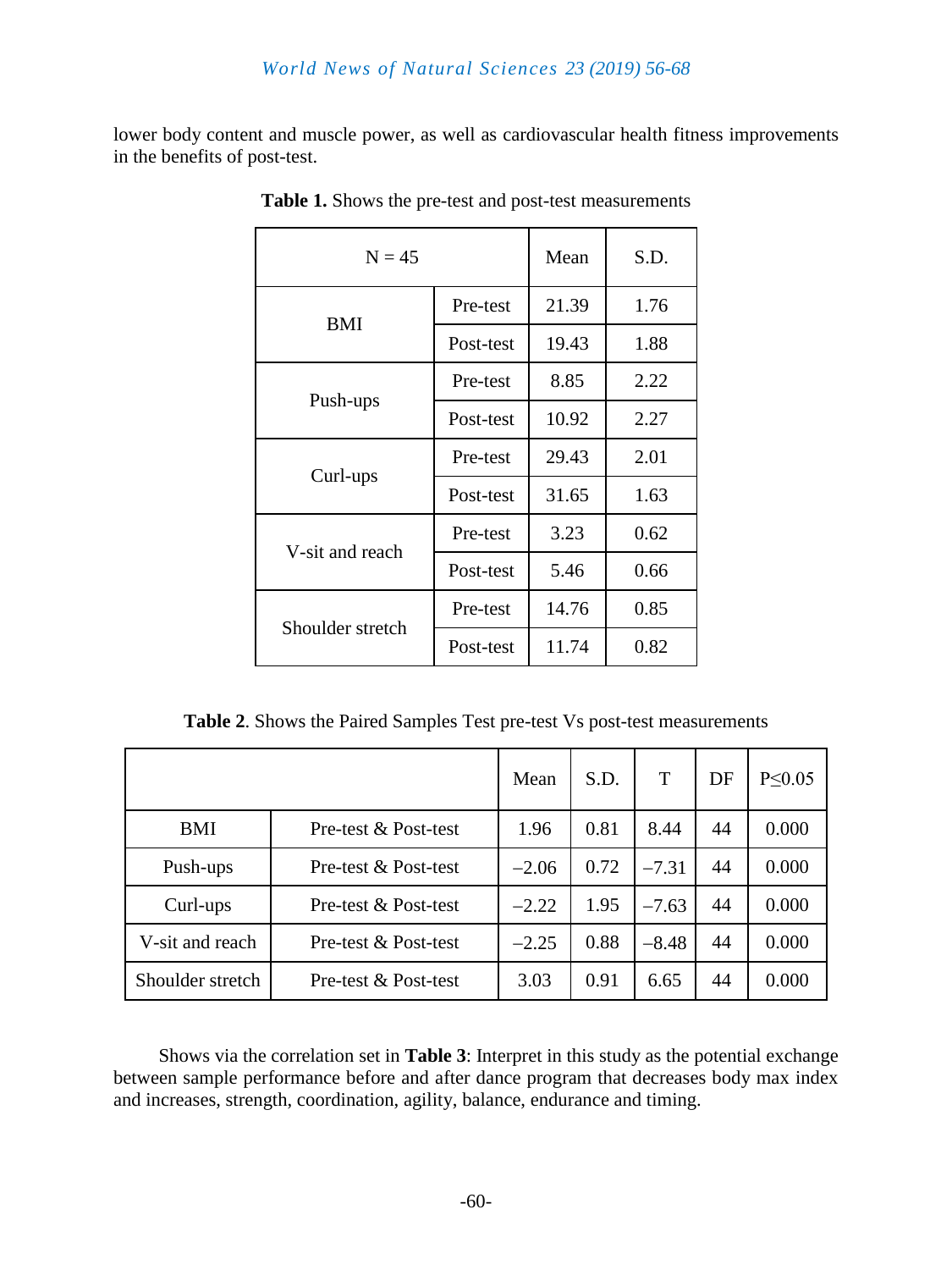lower body content and muscle power, as well as cardiovascular health fitness improvements in the benefits of post-test.

**Table 1.** Shows the pre-test and post-test measurements

| N = 45 | | Mean | S.D. |
|---|---|---|---|
| BMI | Pre-test | 21.39 | 1.76 |
| | Post-test | 19.43 | 1.88 |
| Push-ups | Pre-test | 8.85 | 2.22 |
| | Post-test | 10.92 | 2.27 |
| Curl-ups | Pre-test | 29.43 | 2.01 |
| | Post-test | 31.65 | 1.63 |
| V-sit and reach | Pre-test | 3.23 | 0.62 |
| | Post-test | 5.46 | 0.66 |
| Shoulder stretch | Pre-test | 14.76 | 0.85 |
| | Post-test | 11.74 | 0.82 |

**Table 2**. Shows the Paired Samples Test pre-test Vs post-test measurements

| | | Mean | S.D. | T | DF | P≤0.05 |
|---|---|---|---|---|---|---|
| BMI | Pre-test & Post-test | 1.96 | 0.81 | 8.44 | 44 | 0.000 |
| Push-ups | Pre-test & Post-test | −2.06 | 0.72 | −7.31 | 44 | 0.000 |
| Curl-ups | Pre-test & Post-test | −2.22 | 1.95 | −7.63 | 44 | 0.000 |
| V-sit and reach | Pre-test & Post-test | −2.25 | 0.88 | −8.48 | 44 | 0.000 |
| Shoulder stretch | Pre-test & Post-test | 3.03 | 0.91 | 6.65 | 44 | 0.000 |

Shows via the correlation set in **Table 3**: Interpret in this study as the potential exchange between sample performance before and after dance program that decreases body max index and increases, strength, coordination, agility, balance, endurance and timing.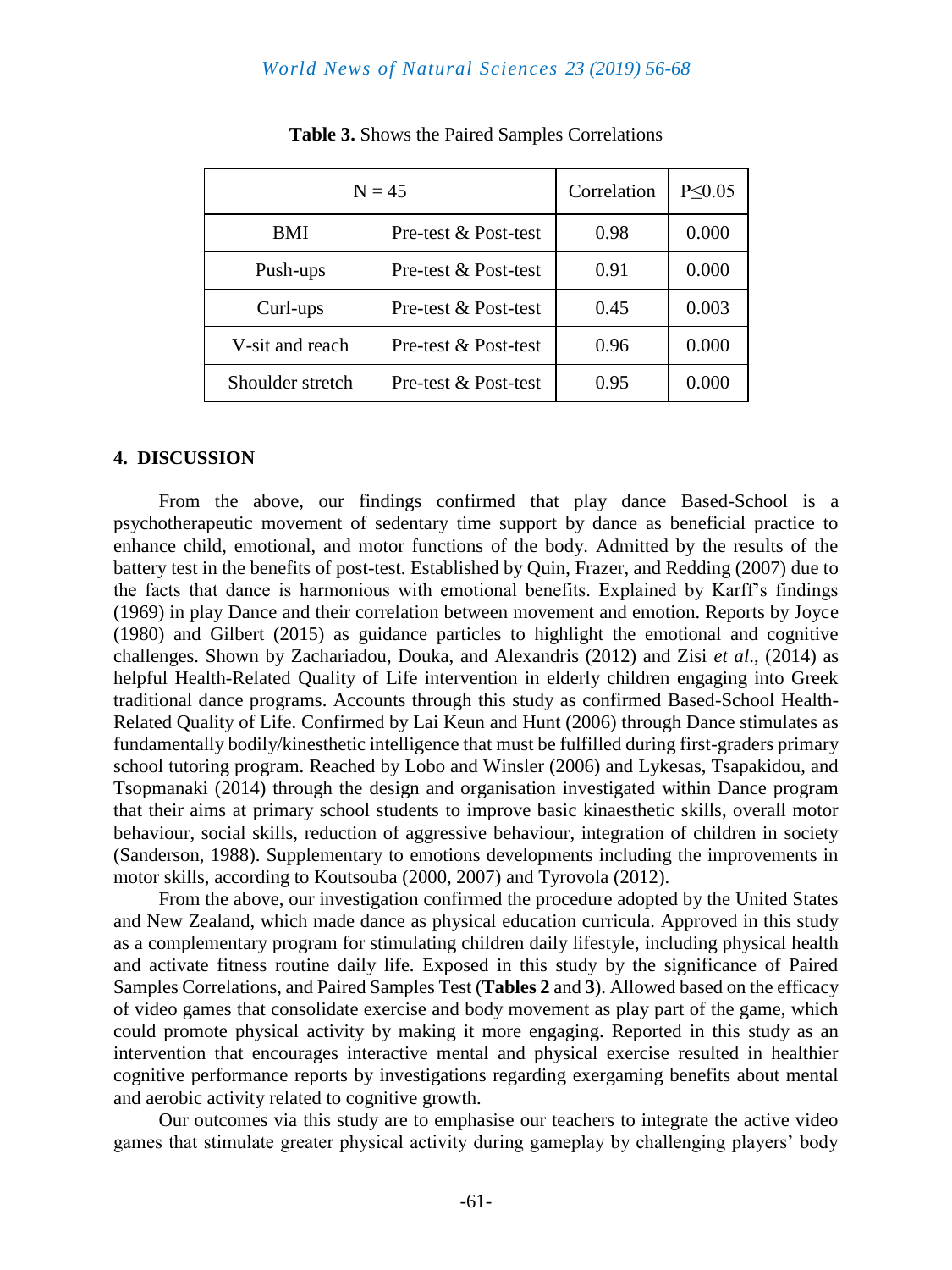**Table 3.** Shows the Paired Samples Correlations

| N = 45 | | Correlation | P≤0.05 |
|---|---|---|---|
| BMI | Pre-test & Post-test | 0.98 | 0.000 |
| Push-ups | Pre-test & Post-test | 0.91 | 0.000 |
| Curl-ups | Pre-test & Post-test | 0.45 | 0.003 |
| V-sit and reach | Pre-test & Post-test | 0.96 | 0.000 |
| Shoulder stretch | Pre-test & Post-test | 0.95 | 0.000 |

## 4. DISCUSSION

From the above, our findings confirmed that play dance Based-School is a psychotherapeutic movement of sedentary time support by dance as beneficial practice to enhance child, emotional, and motor functions of the body. Admitted by the results of the battery test in the benefits of post-test. Established by Quin, Frazer, and Redding (2007) due to the facts that dance is harmonious with emotional benefits. Explained by Karff's findings (1969) in play Dance and their correlation between movement and emotion. Reports by Joyce (1980) and Gilbert (2015) as guidance particles to highlight the emotional and cognitive challenges. Shown by Zachariadou, Douka, and Alexandris (2012) and Zisi *et al*., (2014) as helpful Health-Related Quality of Life intervention in elderly children engaging into Greek traditional dance programs. Accounts through this study as confirmed Based-School Health-Related Quality of Life. Confirmed by Lai Keun and Hunt (2006) through Dance stimulates as fundamentally bodily/kinesthetic intelligence that must be fulfilled during first-graders primary school tutoring program. Reached by Lobo and Winsler (2006) and Lykesas, Tsapakidou, and Tsopmanaki (2014) through the design and organisation investigated within Dance program that their aims at primary school students to improve basic kinaesthetic skills, overall motor behaviour, social skills, reduction of aggressive behaviour, integration of children in society (Sanderson, 1988). Supplementary to emotions developments including the improvements in motor skills, according to Koutsouba (2000, 2007) and Tyrovola (2012).

From the above, our investigation confirmed the procedure adopted by the United States and New Zealand, which made dance as physical education curricula. Approved in this study as a complementary program for stimulating children daily lifestyle, including physical health and activate fitness routine daily life. Exposed in this study by the significance of Paired Samples Correlations, and Paired Samples Test (**Tables 2** and **3**). Allowed based on the efficacy of video games that consolidate exercise and body movement as play part of the game, which could promote physical activity by making it more engaging. Reported in this study as an intervention that encourages interactive mental and physical exercise resulted in healthier cognitive performance reports by investigations regarding exergaming benefits about mental and aerobic activity related to cognitive growth.

Our outcomes via this study are to emphasise our teachers to integrate the active video games that stimulate greater physical activity during gameplay by challenging players' body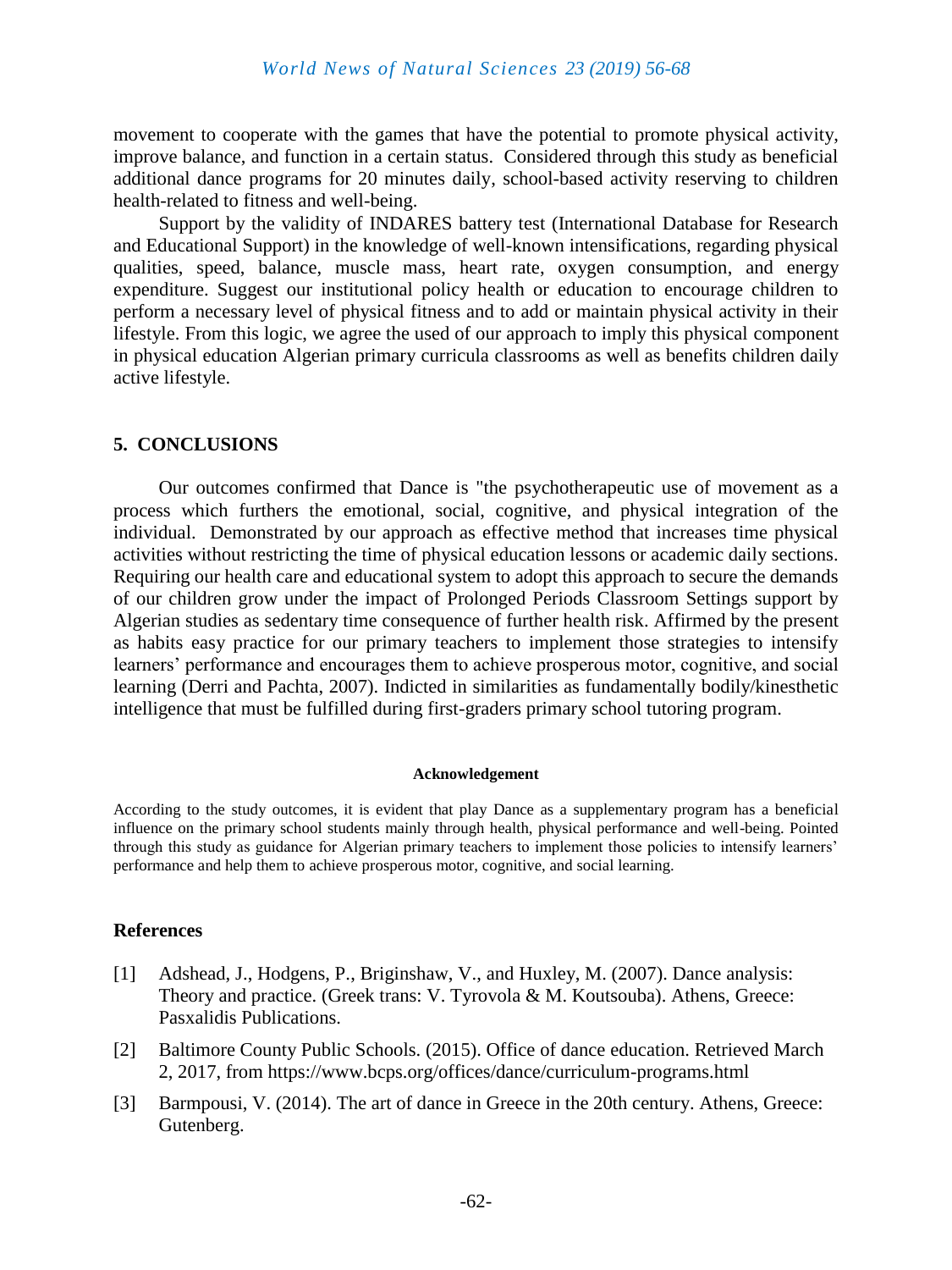movement to cooperate with the games that have the potential to promote physical activity, improve balance, and function in a certain status. Considered through this study as beneficial additional dance programs for 20 minutes daily, school-based activity reserving to children health-related to fitness and well-being.

Support by the validity of INDARES battery test (International Database for Research and Educational Support) in the knowledge of well-known intensifications, regarding physical qualities, speed, balance, muscle mass, heart rate, oxygen consumption, and energy expenditure. Suggest our institutional policy health or education to encourage children to perform a necessary level of physical fitness and to add or maintain physical activity in their lifestyle. From this logic, we agree the used of our approach to imply this physical component in physical education Algerian primary curricula classrooms as well as benefits children daily active lifestyle.

## 5. CONCLUSIONS

Our outcomes confirmed that Dance is "the psychotherapeutic use of movement as a process which furthers the emotional, social, cognitive, and physical integration of the individual. Demonstrated by our approach as effective method that increases time physical activities without restricting the time of physical education lessons or academic daily sections. Requiring our health care and educational system to adopt this approach to secure the demands of our children grow under the impact of Prolonged Periods Classroom Settings support by Algerian studies as sedentary time consequence of further health risk. Affirmed by the present as habits easy practice for our primary teachers to implement those strategies to intensify learners' performance and encourages them to achieve prosperous motor, cognitive, and social learning (Derri and Pachta, 2007). Indicted in similarities as fundamentally bodily/kinesthetic intelligence that must be fulfilled during first-graders primary school tutoring program.

#### Acknowledgement

According to the study outcomes, it is evident that play Dance as a supplementary program has a beneficial influence on the primary school students mainly through health, physical performance and well-being. Pointed through this study as guidance for Algerian primary teachers to implement those policies to intensify learners' performance and help them to achieve prosperous motor, cognitive, and social learning.

## References

[1] Adshead, J., Hodgens, P., Briginshaw, V., and Huxley, M. (2007). Dance analysis: Theory and practice. (Greek trans: V. Tyrovola & M. Koutsouba). Athens, Greece: Pasxalidis Publications.

[2] Baltimore County Public Schools. (2015). Office of dance education. Retrieved March 2, 2017, from https://www.bcps.org/offices/dance/curriculum-programs.html

[3] Barmpousi, V. (2014). The art of dance in Greece in the 20th century. Athens, Greece: Gutenberg.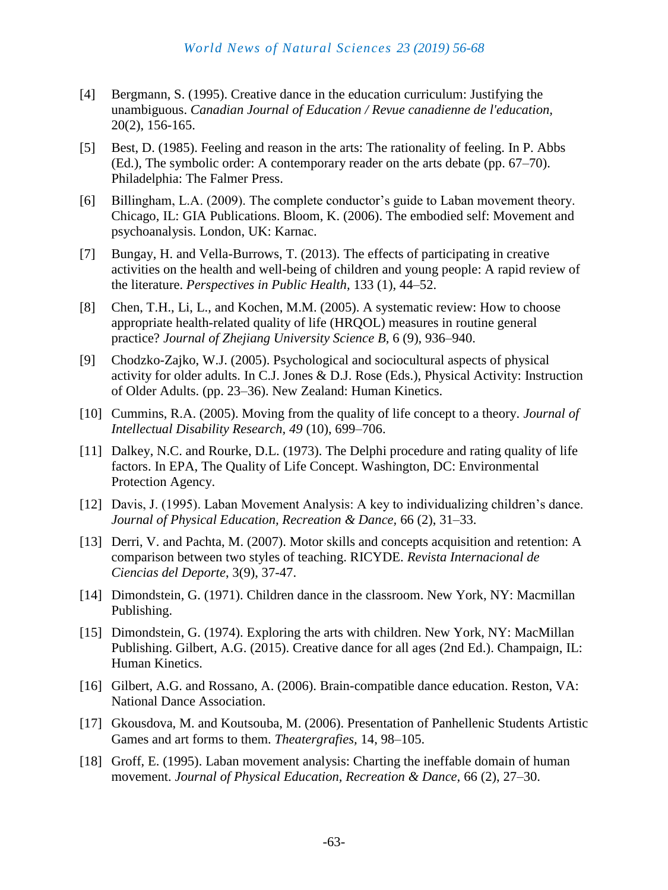[4] Bergmann, S. (1995). Creative dance in the education curriculum: Justifying the unambiguous. *Canadian Journal of Education / Revue canadienne de l'education*, 20(2), 156-165.

[5] Best, D. (1985). Feeling and reason in the arts: The rationality of feeling. In P. Abbs (Ed.), The symbolic order: A contemporary reader on the arts debate (pp. 67–70). Philadelphia: The Falmer Press.

[6] Billingham, L.A. (2009). The complete conductor's guide to Laban movement theory. Chicago, IL: GIA Publications. Bloom, K. (2006). The embodied self: Movement and psychoanalysis. London, UK: Karnac.

[7] Bungay, H. and Vella-Burrows, T. (2013). The effects of participating in creative activities on the health and well-being of children and young people: A rapid review of the literature. *Perspectives in Public Health*, 133 (1), 44–52.

[8] Chen, T.H., Li, L., and Kochen, M.M. (2005). A systematic review: How to choose appropriate health-related quality of life (HRQOL) measures in routine general practice? *Journal of Zhejiang University Science B*, 6 (9), 936–940.

[9] Chodzko-Zajko, W.J. (2005). Psychological and sociocultural aspects of physical activity for older adults. In C.J. Jones & D.J. Rose (Eds.), Physical Activity: Instruction of Older Adults. (pp. 23–36). New Zealand: Human Kinetics.

[10] Cummins, R.A. (2005). Moving from the quality of life concept to a theory. *Journal of Intellectual Disability Research, 49* (10), 699–706.

[11] Dalkey, N.C. and Rourke, D.L. (1973). The Delphi procedure and rating quality of life factors. In EPA, The Quality of Life Concept. Washington, DC: Environmental Protection Agency.

[12] Davis, J. (1995). Laban Movement Analysis: A key to individualizing children's dance. *Journal of Physical Education, Recreation & Dance,* 66 (2), 31–33.

[13] Derri, V. and Pachta, M. (2007). Motor skills and concepts acquisition and retention: A comparison between two styles of teaching. RICYDE. *Revista Internacional de Ciencias del Deporte*, 3(9), 37-47.

[14] Dimondstein, G. (1971). Children dance in the classroom. New York, NY: Macmillan Publishing.

[15] Dimondstein, G. (1974). Exploring the arts with children. New York, NY: MacMillan Publishing. Gilbert, A.G. (2015). Creative dance for all ages (2nd Ed.). Champaign, IL: Human Kinetics.

[16] Gilbert, A.G. and Rossano, A. (2006). Brain-compatible dance education. Reston, VA: National Dance Association.

[17] Gkousdova, M. and Koutsouba, M. (2006). Presentation of Panhellenic Students Artistic Games and art forms to them. *Theatergrafies*, 14, 98–105.

[18] Groff, E. (1995). Laban movement analysis: Charting the ineffable domain of human movement. *Journal of Physical Education, Recreation & Dance*, 66 (2), 27–30.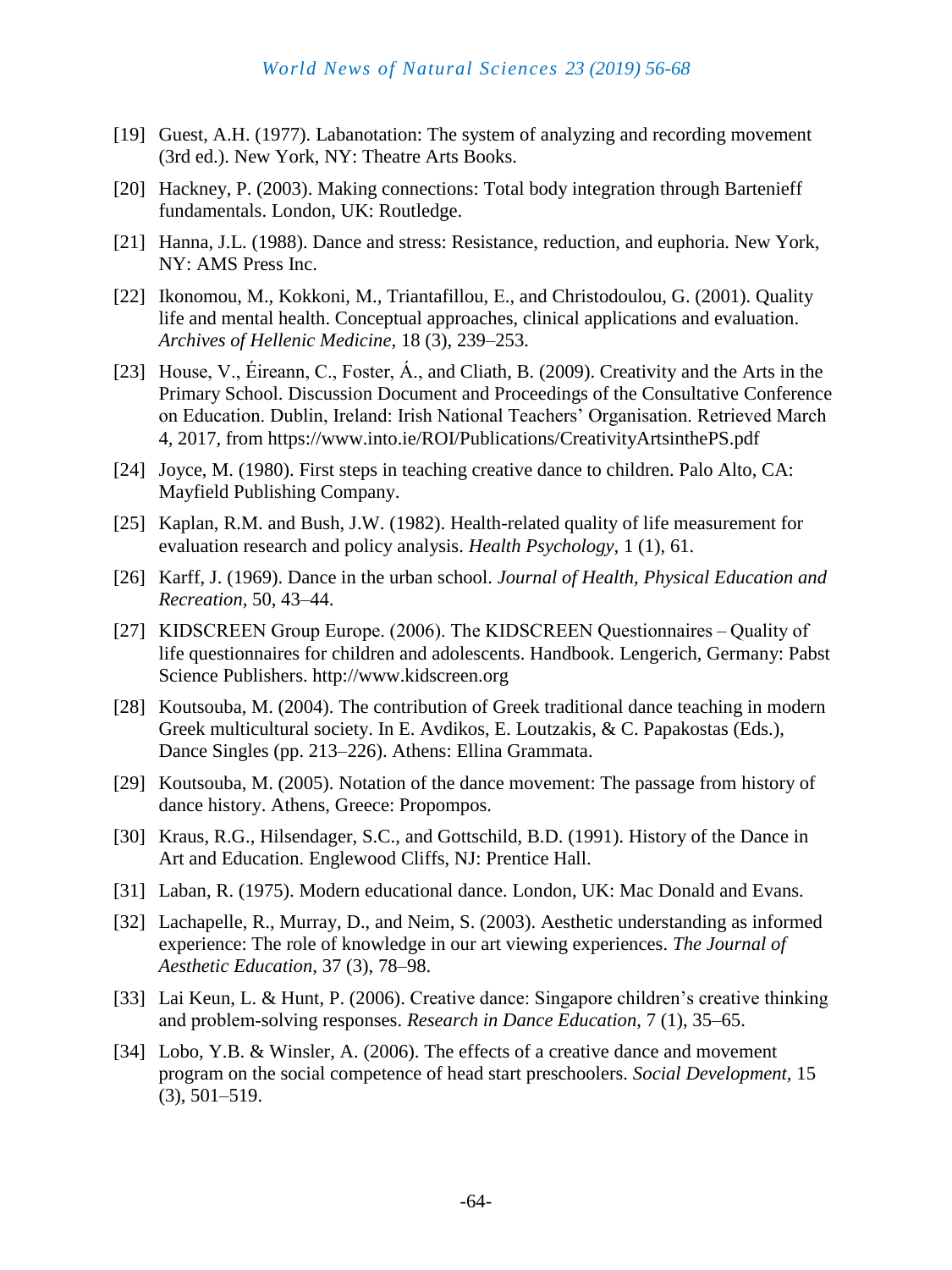[19] Guest, A.H. (1977). Labanotation: The system of analyzing and recording movement (3rd ed.). New York, NY: Theatre Arts Books.

[20] Hackney, P. (2003). Making connections: Total body integration through Bartenieff fundamentals. London, UK: Routledge.

[21] Hanna, J.L. (1988). Dance and stress: Resistance, reduction, and euphoria. New York, NY: AMS Press Inc.

[22] Ikonomou, M., Kokkoni, M., Triantafillou, E., and Christodoulou, G. (2001). Quality life and mental health. Conceptual approaches, clinical applications and evaluation. *Archives of Hellenic Medicine,* 18 (3), 239–253.

[23] House, V., Éireann, C., Foster, Á., and Cliath, B. (2009). Creativity and the Arts in the Primary School. Discussion Document and Proceedings of the Consultative Conference on Education. Dublin, Ireland: Irish National Teachers' Organisation. Retrieved March 4, 2017, from https://www.into.ie/ROI/Publications/CreativityArtsinthePS.pdf

[24] Joyce, M. (1980). First steps in teaching creative dance to children. Palo Alto, CA: Mayfield Publishing Company.

[25] Kaplan, R.M. and Bush, J.W. (1982). Health-related quality of life measurement for evaluation research and policy analysis. *Health Psychology,* 1 (1), 61.

[26] Karff, J. (1969). Dance in the urban school. *Journal of Health, Physical Education and Recreation,* 50, 43–44.

[27] KIDSCREEN Group Europe. (2006). The KIDSCREEN Questionnaires – Quality of life questionnaires for children and adolescents. Handbook. Lengerich, Germany: Pabst Science Publishers. http://www.kidscreen.org

[28] Koutsouba, M. (2004). The contribution of Greek traditional dance teaching in modern Greek multicultural society. In E. Avdikos, E. Loutzakis, & C. Papakostas (Eds.), Dance Singles (pp. 213–226). Athens: Ellina Grammata.

[29] Koutsouba, M. (2005). Notation of the dance movement: The passage from history of dance history. Athens, Greece: Propompos.

[30] Kraus, R.G., Hilsendager, S.C., and Gottschild, B.D. (1991). History of the Dance in Art and Education. Englewood Cliffs, NJ: Prentice Hall.

[31] Laban, R. (1975). Modern educational dance. London, UK: Mac Donald and Evans.

[32] Lachapelle, R., Murray, D., and Neim, S. (2003). Aesthetic understanding as informed experience: The role of knowledge in our art viewing experiences. *The Journal of Aesthetic Education,* 37 (3), 78–98.

[33] Lai Keun, L. & Hunt, P. (2006). Creative dance: Singapore children's creative thinking and problem-solving responses. *Research in Dance Education,* 7 (1), 35–65.

[34] Lobo, Y.B. & Winsler, A. (2006). The effects of a creative dance and movement program on the social competence of head start preschoolers. *Social Development,* 15 (3), 501–519.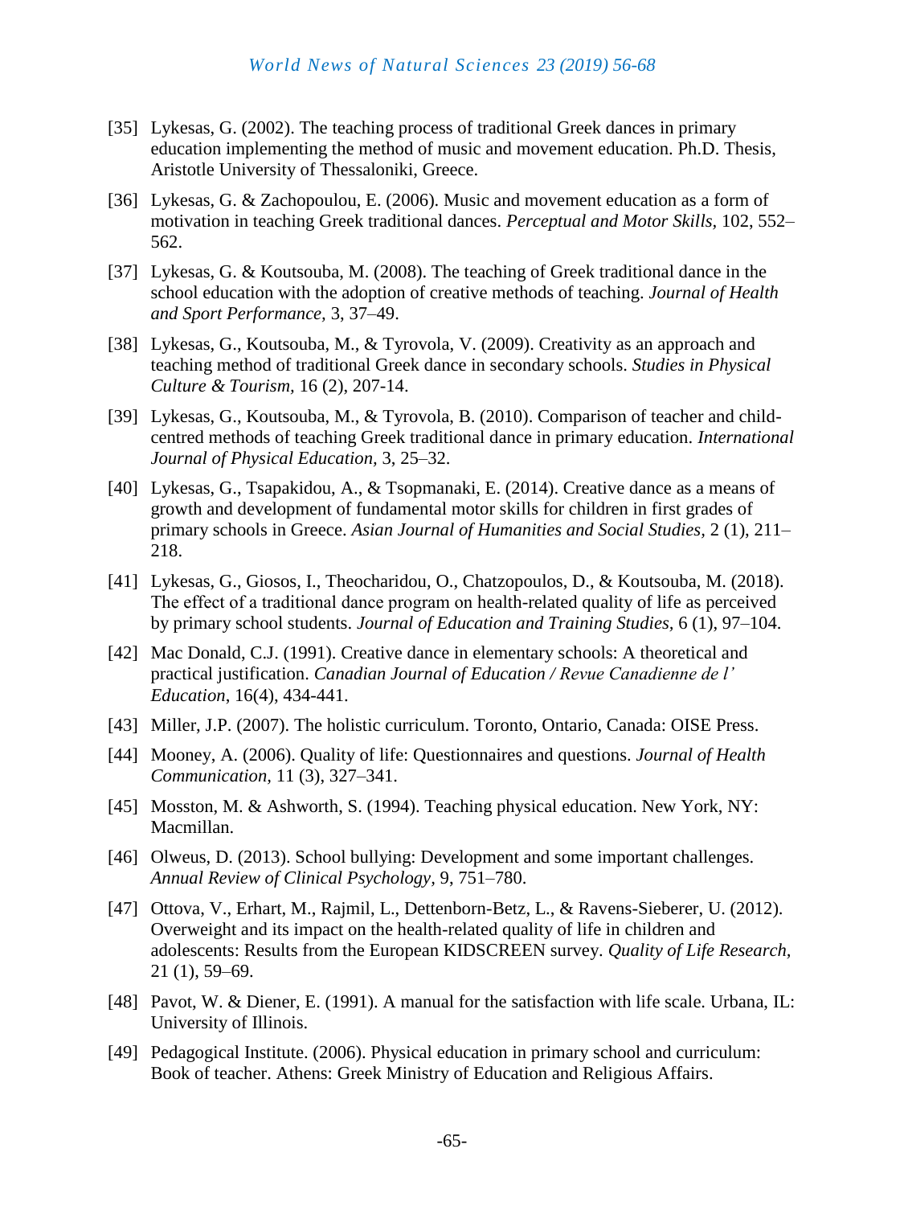[35] Lykesas, G. (2002). The teaching process of traditional Greek dances in primary education implementing the method of music and movement education. Ph.D. Thesis, Aristotle University of Thessaloniki, Greece.

[36] Lykesas, G. & Zachopoulou, E. (2006). Music and movement education as a form of motivation in teaching Greek traditional dances. *Perceptual and Motor Skills,* 102, 552–562.

[37] Lykesas, G. & Koutsouba, M. (2008). The teaching of Greek traditional dance in the school education with the adoption of creative methods of teaching. *Journal of Health and Sport Performance,* 3, 37–49.

[38] Lykesas, G., Koutsouba, M., & Tyrovola, V. (2009). Creativity as an approach and teaching method of traditional Greek dance in secondary schools. *Studies in Physical Culture & Tourism,* 16 (2), 207-14.

[39] Lykesas, G., Koutsouba, M., & Tyrovola, B. (2010). Comparison of teacher and child-centred methods of teaching Greek traditional dance in primary education. *International Journal of Physical Education,* 3, 25–32.

[40] Lykesas, G., Tsapakidou, A., & Tsopmanaki, E. (2014). Creative dance as a means of growth and development of fundamental motor skills for children in first grades of primary schools in Greece. *Asian Journal of Humanities and Social Studies,* 2 (1), 211–218.

[41] Lykesas, G., Giosos, I., Theocharidou, O., Chatzopoulos, D., & Koutsouba, M. (2018). The effect of a traditional dance program on health-related quality of life as perceived by primary school students. *Journal of Education and Training Studies,* 6 (1), 97–104.

[42] Mac Donald, C.J. (1991). Creative dance in elementary schools: A theoretical and practical justification. *Canadian Journal of Education / Revue Canadienne de l' Education*, 16(4), 434-441.

[43] Miller, J.P. (2007). The holistic curriculum. Toronto, Ontario, Canada: OISE Press.

[44] Mooney, A. (2006). Quality of life: Questionnaires and questions. *Journal of Health Communication,* 11 (3), 327–341.

[45] Mosston, M. & Ashworth, S. (1994). Teaching physical education. New York, NY: Macmillan.

[46] Olweus, D. (2013). School bullying: Development and some important challenges. *Annual Review of Clinical Psychology,* 9, 751–780.

[47] Ottova, V., Erhart, M., Rajmil, L., Dettenborn-Betz, L., & Ravens-Sieberer, U. (2012). Overweight and its impact on the health-related quality of life in children and adolescents: Results from the European KIDSCREEN survey. *Quality of Life Research,* 21 (1), 59–69.

[48] Pavot, W. & Diener, E. (1991). A manual for the satisfaction with life scale. Urbana, IL: University of Illinois.

[49] Pedagogical Institute. (2006). Physical education in primary school and curriculum: Book of teacher. Athens: Greek Ministry of Education and Religious Affairs.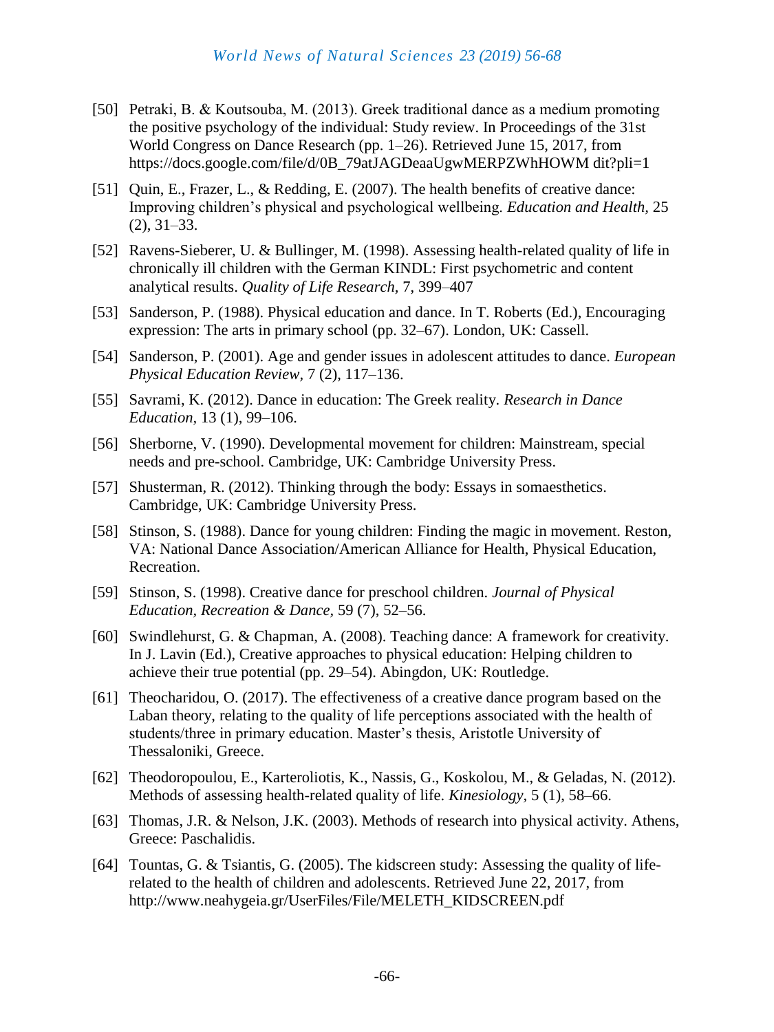[50] Petraki, B. & Koutsouba, M. (2013). Greek traditional dance as a medium promoting the positive psychology of the individual: Study review. In Proceedings of the 31st World Congress on Dance Research (pp. 1–26). Retrieved June 15, 2017, from https://docs.google.com/file/d/0B_79atJAGDeaaUgwMERPZWhHOWM dit?pli=1

[51] Quin, E., Frazer, L., & Redding, E. (2007). The health benefits of creative dance: Improving children's physical and psychological wellbeing. *Education and Health,* 25 (2), 31–33.

[52] Ravens-Sieberer, U. & Bullinger, M. (1998). Assessing health-related quality of life in chronically ill children with the German KINDL: First psychometric and content analytical results. *Quality of Life Research,* 7, 399–407

[53] Sanderson, P. (1988). Physical education and dance. In T. Roberts (Ed.), Encouraging expression: The arts in primary school (pp. 32–67). London, UK: Cassell.

[54] Sanderson, P. (2001). Age and gender issues in adolescent attitudes to dance. *European Physical Education Review,* 7 (2), 117–136.

[55] Savrami, K. (2012). Dance in education: The Greek reality. *Research in Dance Education,* 13 (1), 99–106.

[56] Sherborne, V. (1990). Developmental movement for children: Mainstream, special needs and pre-school. Cambridge, UK: Cambridge University Press.

[57] Shusterman, R. (2012). Thinking through the body: Essays in somaesthetics. Cambridge, UK: Cambridge University Press.

[58] Stinson, S. (1988). Dance for young children: Finding the magic in movement. Reston, VA: National Dance Association/American Alliance for Health, Physical Education, Recreation.

[59] Stinson, S. (1998). Creative dance for preschool children. *Journal of Physical Education, Recreation & Dance,* 59 (7), 52–56.

[60] Swindlehurst, G. & Chapman, A. (2008). Teaching dance: A framework for creativity. In J. Lavin (Ed.), Creative approaches to physical education: Helping children to achieve their true potential (pp. 29–54). Abingdon, UK: Routledge.

[61] Theocharidou, O. (2017). The effectiveness of a creative dance program based on the Laban theory, relating to the quality of life perceptions associated with the health of students/three in primary education. Master's thesis, Aristotle University of Thessaloniki, Greece.

[62] Theodoropoulou, E., Karteroliotis, K., Nassis, G., Koskolou, M., & Geladas, N. (2012). Methods of assessing health-related quality of life. *Kinesiology,* 5 (1), 58–66.

[63] Thomas, J.R. & Nelson, J.K. (2003). Methods of research into physical activity. Athens, Greece: Paschalidis.

[64] Tountas, G. & Tsiantis, G. (2005). The kidscreen study: Assessing the quality of life-related to the health of children and adolescents. Retrieved June 22, 2017, from http://www.neahygeia.gr/UserFiles/File/MELETH_KIDSCREEN.pdf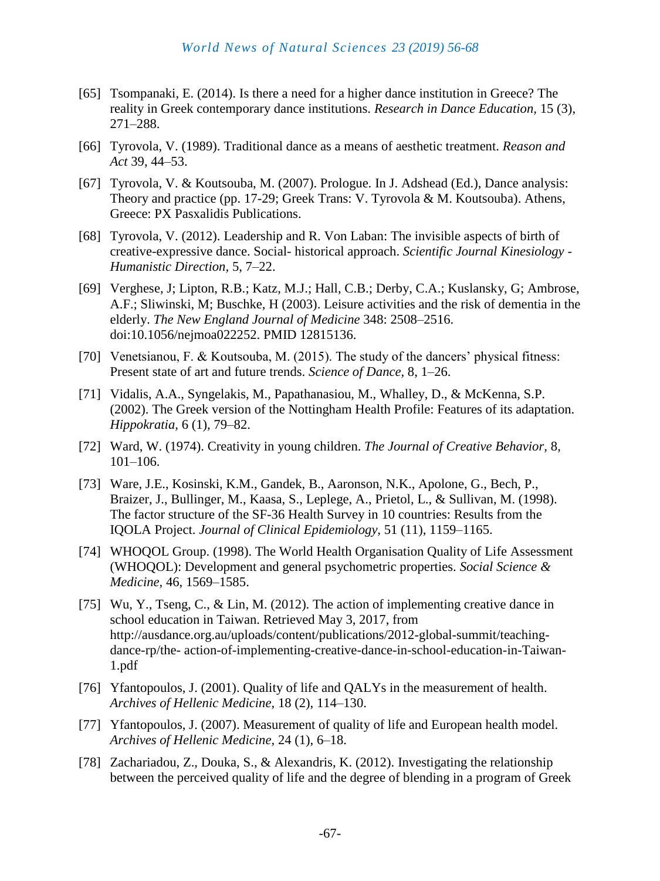[65] Tsompanaki, E. (2014). Is there a need for a higher dance institution in Greece? The reality in Greek contemporary dance institutions. *Research in Dance Education*, 15 (3), 271–288.

[66] Tyrovola, V. (1989). Traditional dance as a means of aesthetic treatment. *Reason and Act* 39, 44–53.

[67] Tyrovola, V. & Koutsouba, M. (2007). Prologue. In J. Adshead (Ed.), Dance analysis: Theory and practice (pp. 17-29; Greek Trans: V. Tyrovola & M. Koutsouba). Athens, Greece: PX Pasxalidis Publications.

[68] Tyrovola, V. (2012). Leadership and R. Von Laban: The invisible aspects of birth of creative-expressive dance. Social- historical approach. *Scientific Journal Kinesiology - Humanistic Direction*, 5, 7–22.

[69] Verghese, J; Lipton, R.B.; Katz, M.J.; Hall, C.B.; Derby, C.A.; Kuslansky, G; Ambrose, A.F.; Sliwinski, M; Buschke, H (2003). Leisure activities and the risk of dementia in the elderly. *The New England Journal of Medicine* 348: 2508–2516. doi:10.1056/nejmoa022252. PMID 12815136.

[70] Venetsianou, F. & Koutsouba, M. (2015). The study of the dancers' physical fitness: Present state of art and future trends. *Science of Dance*, 8, 1–26.

[71] Vidalis, A.A., Syngelakis, M., Papathanasiou, M., Whalley, D., & McKenna, S.P. (2002). The Greek version of the Nottingham Health Profile: Features of its adaptation. *Hippokratia*, 6 (1), 79–82.

[72] Ward, W. (1974). Creativity in young children. *The Journal of Creative Behavior*, 8, 101–106.

[73] Ware, J.E., Kosinski, K.M., Gandek, B., Aaronson, N.K., Apolone, G., Bech, P., Braizer, J., Bullinger, M., Kaasa, S., Leplege, A., Prietol, L., & Sullivan, M. (1998). The factor structure of the SF-36 Health Survey in 10 countries: Results from the IQOLA Project. *Journal of Clinical Epidemiology*, 51 (11), 1159–1165.

[74] WHOQOL Group. (1998). The World Health Organisation Quality of Life Assessment (WHOQOL): Development and general psychometric properties. *Social Science & Medicine*, 46, 1569–1585.

[75] Wu, Y., Tseng, C., & Lin, M. (2012). The action of implementing creative dance in school education in Taiwan. Retrieved May 3, 2017, from http://ausdance.org.au/uploads/content/publications/2012-global-summit/teaching-dance-rp/the- action-of-implementing-creative-dance-in-school-education-in-Taiwan-1.pdf

[76] Yfantopoulos, J. (2001). Quality of life and QALYs in the measurement of health. *Archives of Hellenic Medicine*, 18 (2), 114–130.

[77] Yfantopoulos, J. (2007). Measurement of quality of life and European health model. *Archives of Hellenic Medicine*, 24 (1), 6–18.

[78] Zachariadou, Z., Douka, S., & Alexandris, K. (2012). Investigating the relationship between the perceived quality of life and the degree of blending in a program of Greek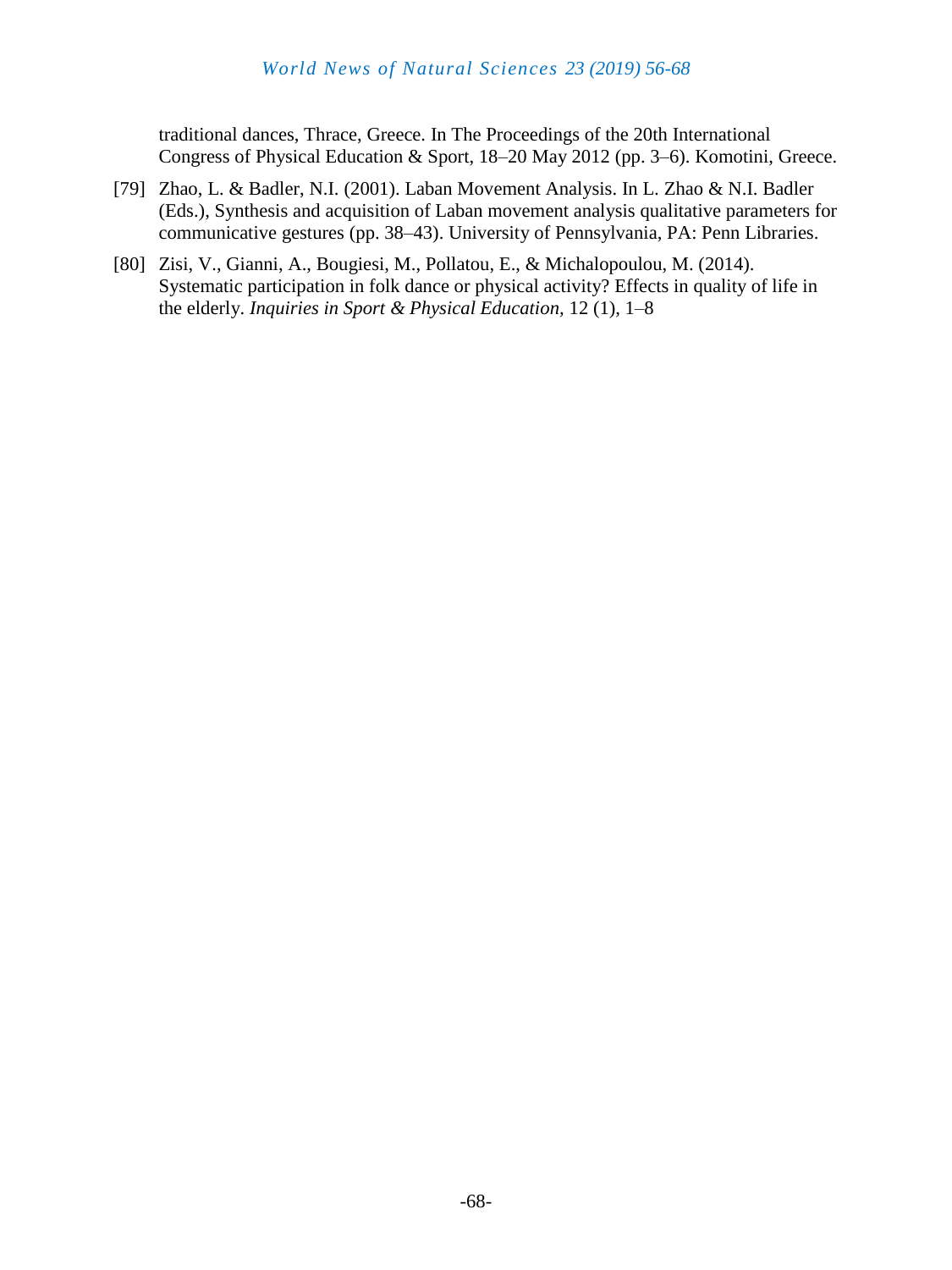traditional dances, Thrace, Greece. In The Proceedings of the 20th International Congress of Physical Education & Sport, 18–20 May 2012 (pp. 3–6). Komotini, Greece.

[79] Zhao, L. & Badler, N.I. (2001). Laban Movement Analysis. In L. Zhao & N.I. Badler (Eds.), Synthesis and acquisition of Laban movement analysis qualitative parameters for communicative gestures (pp. 38–43). University of Pennsylvania, PA: Penn Libraries.

[80] Zisi, V., Gianni, A., Bougiesi, M., Pollatou, E., & Michalopoulou, M. (2014). Systematic participation in folk dance or physical activity? Effects in quality of life in the elderly. *Inquiries in Sport & Physical Education,* 12 (1), 1–8